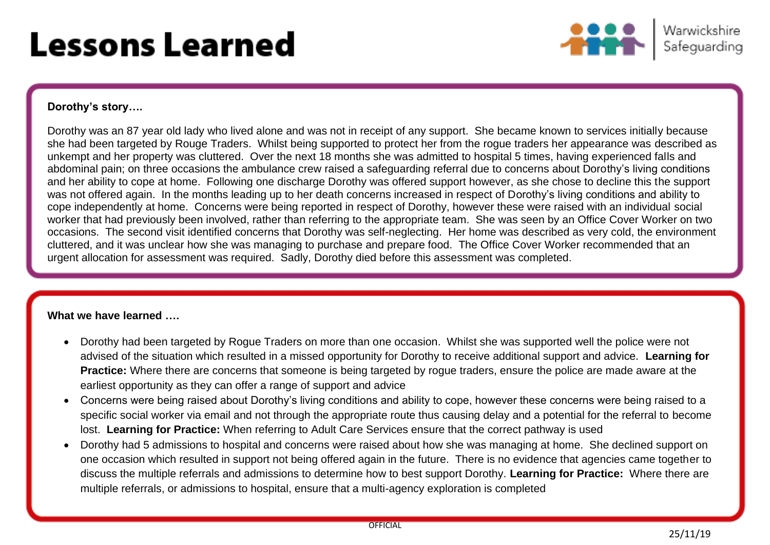# Lessons Learned

Warwickshire Safeguarding

**Dorothy's story….**

Dorothy was an 87 year old lady who lived alone and was not in receipt of any support. She became known to services initially because she had been targeted by Rouge Traders. Whilst being supported to protect her from the rogue traders her appearance was described as unkempt and her property was cluttered. Over the next 18 months she was admitted to hospital 5 times, having experienced falls and abdominal pain; on three occasions the ambulance crew raised a safeguarding referral due to concerns about Dorothy's living conditions and her ability to cope at home. Following one discharge Dorothy was offered support however, as she chose to decline this the support was not offered again. In the months leading up to her death concerns increased in respect of Dorothy's living conditions and ability to cope independently at home. Concerns were being reported in respect of Dorothy, however these were raised with an individual social worker that had previously been involved, rather than referring to the appropriate team. She was seen by an Office Cover Worker on two occasions. The second visit identified concerns that Dorothy was self-neglecting. Her home was described as very cold, the environment cluttered, and it was unclear how she was managing to purchase and prepare food. The Office Cover Worker recommended that an urgent allocation for assessment was required. Sadly, Dorothy died before this assessment was completed.

**What we have learned ….**

- Dorothy had been targeted by Rogue Traders on more than one occasion. Whilst she was supported well the police were not advised of the situation which resulted in a missed opportunity for Dorothy to receive additional support and advice. **Learning for Practice:** Where there are concerns that someone is being targeted by rogue traders, ensure the police are made aware at the earliest opportunity as they can offer a range of support and advice
- Concerns were being raised about Dorothy's living conditions and ability to cope, however these concerns were being raised to a specific social worker via email and not through the appropriate route thus causing delay and a potential for the referral to become lost. **Learning for Practice:** When referring to Adult Care Services ensure that the correct pathway is used
- Dorothy had 5 admissions to hospital and concerns were raised about how she was managing at home. She declined support on one occasion which resulted in support not being offered again in the future. There is no evidence that agencies came together to discuss the multiple referrals and admissions to determine how to best support Dorothy. **Learning for Practice:** Where there are multiple referrals, or admissions to hospital, ensure that a multi-agency exploration is completed

OFFICIAL

25/11/19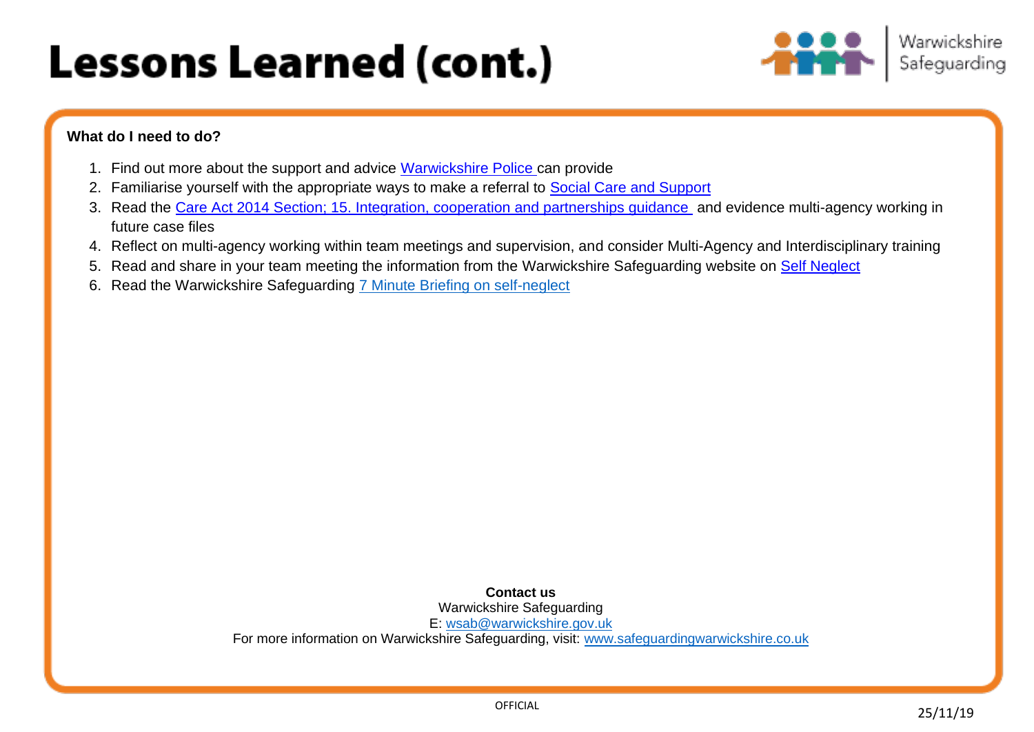# Lessons Learned (cont.)

**What do I need to do?**

1. Find out more about the support and advice Warwickshire Police can provide
2. Familiarise yourself with the appropriate ways to make a referral to Social Care and Support
3. Read the Care Act 2014 Section; 15. Integration, cooperation and partnerships guidance and evidence multi-agency working in future case files
4. Reflect on multi-agency working within team meetings and supervision, and consider Multi-Agency and Interdisciplinary training
5. Read and share in your team meeting the information from the Warwickshire Safeguarding website on Self Neglect
6. Read the Warwickshire Safeguarding 7 Minute Briefing on self-neglect

**Contact us**

Warwickshire Safeguarding

E: wsab@warwickshire.gov.uk

For more information on Warwickshire Safeguarding, visit: www.safeguardingwarwickshire.co.uk

OFFICIAL

25/11/19